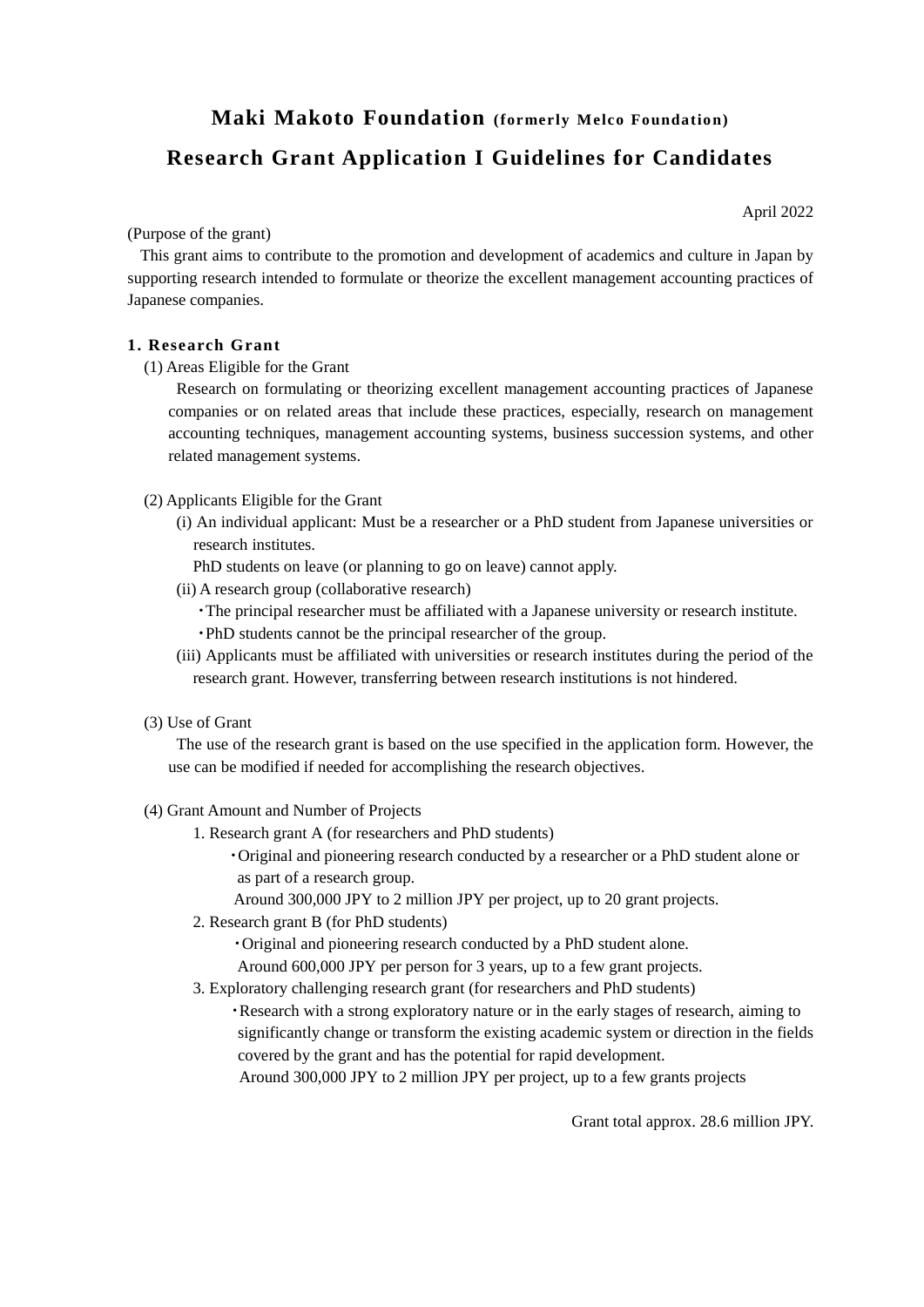# Maki Makoto Foundation (formerly Melco Foundation)

# Research Grant Application I Guidelines for Candidates

April 2022

(Purpose of the grant)

This grant aims to contribute to the promotion and development of academics and culture in Japan by supporting research intended to formulate or theorize the excellent management accounting practices of Japanese companies.

## 1. Research Grant

(1) Areas Eligible for the Grant

Research on formulating or theorizing excellent management accounting practices of Japanese companies or on related areas that include these practices, especially, research on management accounting techniques, management accounting systems, business succession systems, and other related management systems.

(2) Applicants Eligible for the Grant

(i) An individual applicant: Must be a researcher or a PhD student from Japanese universities or research institutes.

PhD students on leave (or planning to go on leave) cannot apply.

(ii) A research group (collaborative research)

- The principal researcher must be affiliated with a Japanese university or research institute.
- PhD students cannot be the principal researcher of the group.

(iii) Applicants must be affiliated with universities or research institutes during the period of the research grant. However, transferring between research institutions is not hindered.

(3) Use of Grant

The use of the research grant is based on the use specified in the application form. However, the use can be modified if needed for accomplishing the research objectives.

(4) Grant Amount and Number of Projects

1. Research grant A (for researchers and PhD students)
   - Original and pioneering research conducted by a researcher or a PhD student alone or as part of a research group.

   Around 300,000 JPY to 2 million JPY per project, up to 20 grant projects.
2. Research grant B (for PhD students)
   - Original and pioneering research conducted by a PhD student alone.

   Around 600,000 JPY per person for 3 years, up to a few grant projects.
3. Exploratory challenging research grant (for researchers and PhD students)
   - Research with a strong exploratory nature or in the early stages of research, aiming to significantly change or transform the existing academic system or direction in the fields covered by the grant and has the potential for rapid development.

   Around 300,000 JPY to 2 million JPY per project, up to a few grants projects

Grant total approx. 28.6 million JPY.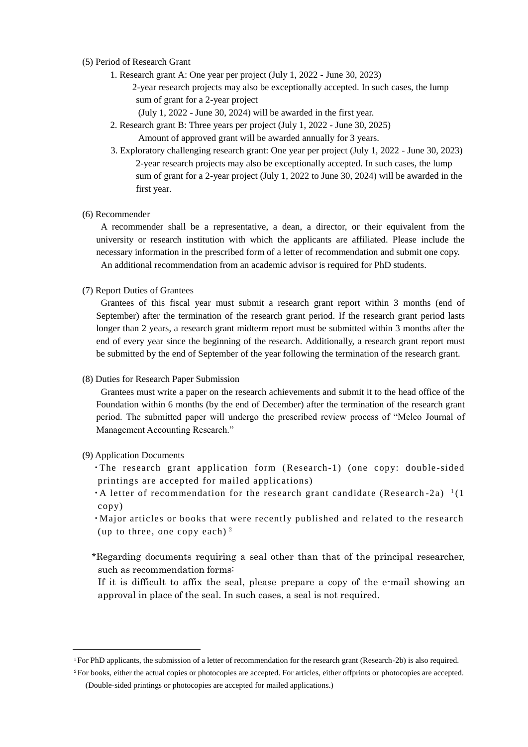(5) Period of Research Grant

1. Research grant A: One year per project (July 1, 2022 - June 30, 2023)
   2-year research projects may also be exceptionally accepted. In such cases, the lump sum of grant for a 2-year project
   (July 1, 2022 - June 30, 2024) will be awarded in the first year.
2. Research grant B: Three years per project (July 1, 2022 - June 30, 2025)
   Amount of approved grant will be awarded annually for 3 years.
3. Exploratory challenging research grant: One year per project (July 1, 2022 - June 30, 2023)
   2-year research projects may also be exceptionally accepted. In such cases, the lump sum of grant for a 2-year project (July 1, 2022 to June 30, 2024) will be awarded in the first year.

(6) Recommender

A recommender shall be a representative, a dean, a director, or their equivalent from the university or research institution with which the applicants are affiliated. Please include the necessary information in the prescribed form of a letter of recommendation and submit one copy.
An additional recommendation from an academic advisor is required for PhD students.

(7) Report Duties of Grantees

Grantees of this fiscal year must submit a research grant report within 3 months (end of September) after the termination of the research grant period. If the research grant period lasts longer than 2 years, a research grant midterm report must be submitted within 3 months after the end of every year since the beginning of the research. Additionally, a research grant report must be submitted by the end of September of the year following the termination of the research grant.

(8) Duties for Research Paper Submission

Grantees must write a paper on the research achievements and submit it to the head office of the Foundation within 6 months (by the end of December) after the termination of the research grant period. The submitted paper will undergo the prescribed review process of “Melco Journal of Management Accounting Research.”

(9) Application Documents

・The research grant application form (Research-1) (one copy: double-sided printings are accepted for mailed applications)
・A letter of recommendation for the research grant candidate (Research-2a) [1] (1 copy)
・Major articles or books that were recently published and related to the research (up to three, one copy each) [2]

*Regarding documents requiring a seal other than that of the principal researcher, such as recommendation forms:
If it is difficult to affix the seal, please prepare a copy of the e-mail showing an approval in place of the seal. In such cases, a seal is not required.

---

[1] For PhD applicants, the submission of a letter of recommendation for the research grant (Research-2b) is also required.

[2] For books, either the actual copies or photocopies are accepted. For articles, either offprints or photocopies are accepted. (Double-sided printings or photocopies are accepted for mailed applications.)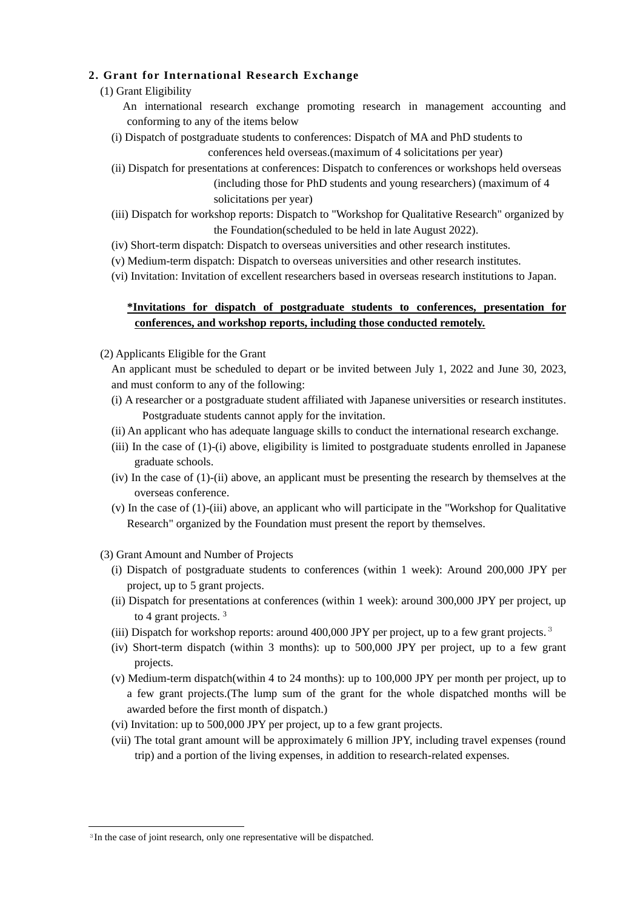## 2. Grant for International Research Exchange

(1) Grant Eligibility

An international research exchange promoting research in management accounting and conforming to any of the items below

(i) Dispatch of postgraduate students to conferences: Dispatch of MA and PhD students to conferences held overseas.(maximum of 4 solicitations per year)

(ii) Dispatch for presentations at conferences: Dispatch to conferences or workshops held overseas (including those for PhD students and young researchers) (maximum of 4 solicitations per year)

(iii) Dispatch for workshop reports: Dispatch to "Workshop for Qualitative Research" organized by the Foundation(scheduled to be held in late August 2022).

(iv) Short-term dispatch: Dispatch to overseas universities and other research institutes.

(v) Medium-term dispatch: Dispatch to overseas universities and other research institutes.

(vi) Invitation: Invitation of excellent researchers based in overseas research institutions to Japan.

**\*Invitations for dispatch of postgraduate students to conferences, presentation for conferences, and workshop reports, including those conducted remotely.**

(2) Applicants Eligible for the Grant

An applicant must be scheduled to depart or be invited between July 1, 2022 and June 30, 2023, and must conform to any of the following:

(i) A researcher or a postgraduate student affiliated with Japanese universities or research institutes. Postgraduate students cannot apply for the invitation.

(ii) An applicant who has adequate language skills to conduct the international research exchange.

(iii) In the case of (1)-(i) above, eligibility is limited to postgraduate students enrolled in Japanese graduate schools.

(iv) In the case of (1)-(ii) above, an applicant must be presenting the research by themselves at the overseas conference.

(v) In the case of (1)-(iii) above, an applicant who will participate in the "Workshop for Qualitative Research" organized by the Foundation must present the report by themselves.

(3) Grant Amount and Number of Projects

(i) Dispatch of postgraduate students to conferences (within 1 week): Around 200,000 JPY per project, up to 5 grant projects.

(ii) Dispatch for presentations at conferences (within 1 week): around 300,000 JPY per project, up to 4 grant projects. [3]

(iii) Dispatch for workshop reports: around 400,000 JPY per project, up to a few grant projects. [3]

(iv) Short-term dispatch (within 3 months): up to 500,000 JPY per project, up to a few grant projects.

(v) Medium-term dispatch(within 4 to 24 months): up to 100,000 JPY per month per project, up to a few grant projects.(The lump sum of the grant for the whole dispatched months will be awarded before the first month of dispatch.)

(vi) Invitation: up to 500,000 JPY per project, up to a few grant projects.

(vii) The total grant amount will be approximately 6 million JPY, including travel expenses (round trip) and a portion of the living expenses, in addition to research-related expenses.

---

[3] In the case of joint research, only one representative will be dispatched.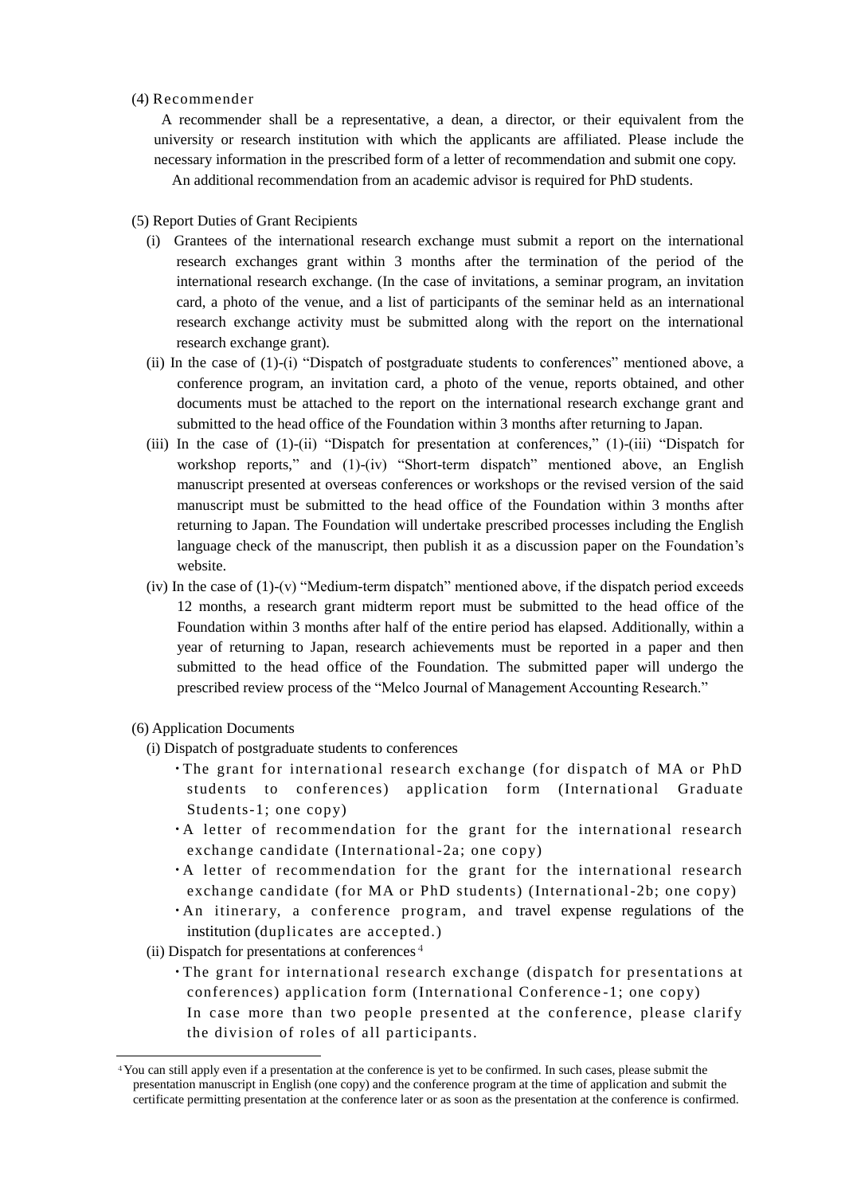(4) Recommender

A recommender shall be a representative, a dean, a director, or their equivalent from the university or research institution with which the applicants are affiliated. Please include the necessary information in the prescribed form of a letter of recommendation and submit one copy.

An additional recommendation from an academic advisor is required for PhD students.

(5) Report Duties of Grant Recipients

(i) Grantees of the international research exchange must submit a report on the international research exchanges grant within 3 months after the termination of the period of the international research exchange. (In the case of invitations, a seminar program, an invitation card, a photo of the venue, and a list of participants of the seminar held as an international research exchange activity must be submitted along with the report on the international research exchange grant).

(ii) In the case of (1)-(i) "Dispatch of postgraduate students to conferences" mentioned above, a conference program, an invitation card, a photo of the venue, reports obtained, and other documents must be attached to the report on the international research exchange grant and submitted to the head office of the Foundation within 3 months after returning to Japan.

(iii) In the case of (1)-(ii) "Dispatch for presentation at conferences," (1)-(iii) "Dispatch for workshop reports," and (1)-(iv) "Short-term dispatch" mentioned above, an English manuscript presented at overseas conferences or workshops or the revised version of the said manuscript must be submitted to the head office of the Foundation within 3 months after returning to Japan. The Foundation will undertake prescribed processes including the English language check of the manuscript, then publish it as a discussion paper on the Foundation's website.

(iv) In the case of (1)-(v) "Medium-term dispatch" mentioned above, if the dispatch period exceeds 12 months, a research grant midterm report must be submitted to the head office of the Foundation within 3 months after half of the entire period has elapsed. Additionally, within a year of returning to Japan, research achievements must be reported in a paper and then submitted to the head office of the Foundation. The submitted paper will undergo the prescribed review process of the "Melco Journal of Management Accounting Research."

(6) Application Documents

(i) Dispatch of postgraduate students to conferences

- The grant for international research exchange (for dispatch of MA or PhD students to conferences) application form (International Graduate Students-1; one copy)
- A letter of recommendation for the grant for the international research exchange candidate (International-2a; one copy)
- A letter of recommendation for the grant for the international research exchange candidate (for MA or PhD students) (International-2b; one copy)
- An itinerary, a conference program, and travel expense regulations of the institution (duplicates are accepted.)

(ii) Dispatch for presentations at conferences[4]

- The grant for international research exchange (dispatch for presentations at conferences) application form (International Conference-1; one copy)
  In case more than two people presented at the conference, please clarify the division of roles of all participants.

[4] You can still apply even if a presentation at the conference is yet to be confirmed. In such cases, please submit the presentation manuscript in English (one copy) and the conference program at the time of application and submit the certificate permitting presentation at the conference later or as soon as the presentation at the conference is confirmed.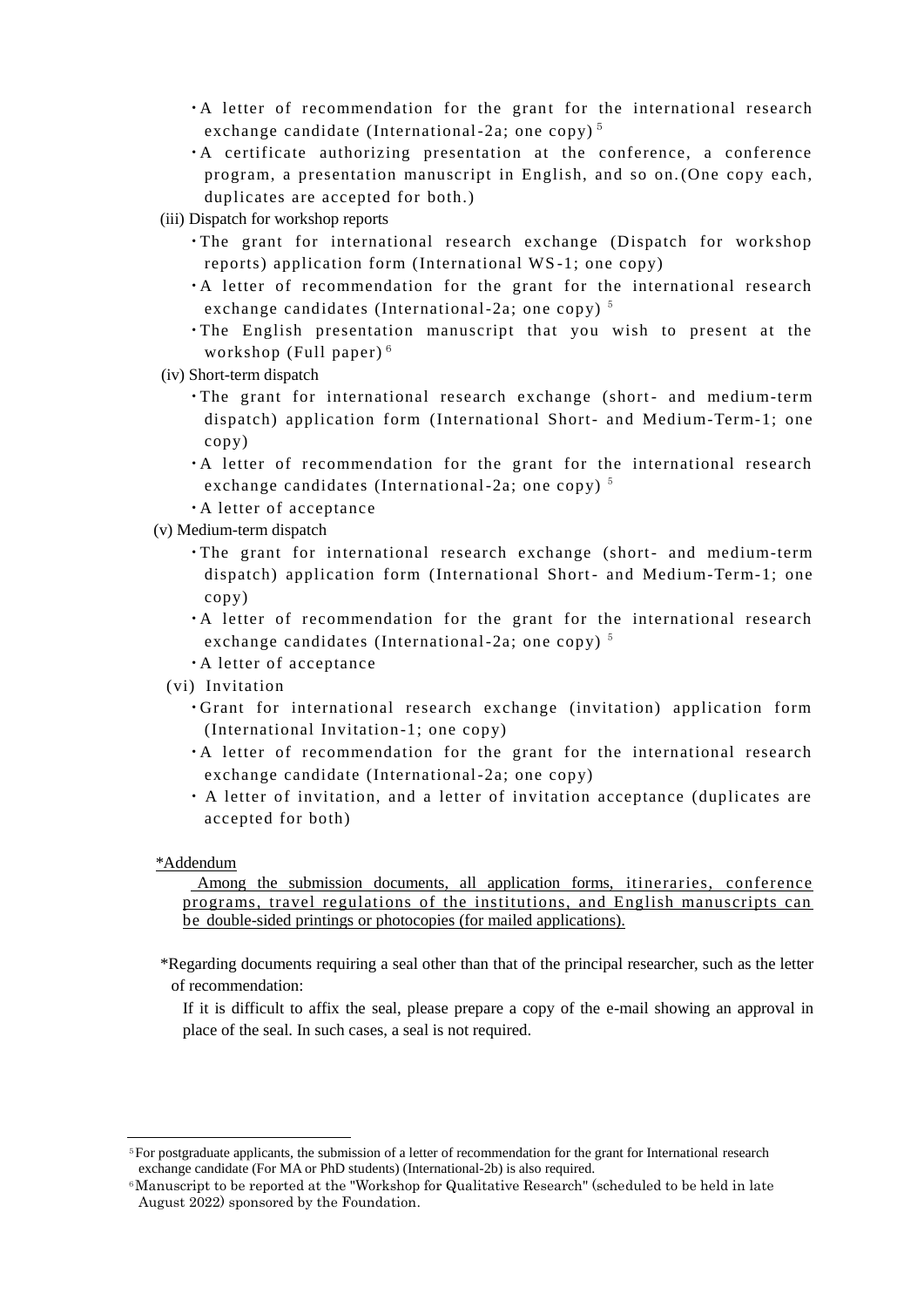- ・A letter of recommendation for the grant for the international research exchange candidate (International-2a; one copy)[5]
- ・A certificate authorizing presentation at the conference, a conference program, a presentation manuscript in English, and so on.(One copy each, duplicates are accepted for both.)

(iii) Dispatch for workshop reports

- ・The grant for international research exchange (Dispatch for workshop reports) application form (International WS-1; one copy)
- ・A letter of recommendation for the grant for the international research exchange candidates (International-2a; one copy)[5]
- ・The English presentation manuscript that you wish to present at the workshop (Full paper)[6]

(iv) Short-term dispatch

- ・The grant for international research exchange (short- and medium-term dispatch) application form (International Short- and Medium-Term-1; one copy)
- ・A letter of recommendation for the grant for the international research exchange candidates (International-2a; one copy)[5]
- ・A letter of acceptance

(v) Medium-term dispatch

- ・The grant for international research exchange (short- and medium-term dispatch) application form (International Short- and Medium-Term-1; one copy)
- ・A letter of recommendation for the grant for the international research exchange candidates (International-2a; one copy)[5]
- ・A letter of acceptance

(vi) Invitation

- ・Grant for international research exchange (invitation) application form (International Invitation-1; one copy)
- ・A letter of recommendation for the grant for the international research exchange candidate (International-2a; one copy)
- ・ A letter of invitation, and a letter of invitation acceptance (duplicates are accepted for both)

<u>*Addendum</u>

<u>Among the submission documents, all application forms, itineraries, conference programs, travel regulations of the institutions, and English manuscripts can be double-sided printings or photocopies (for mailed applications).</u>

*Regarding documents requiring a seal other than that of the principal researcher, such as the letter of recommendation:

If it is difficult to affix the seal, please prepare a copy of the e-mail showing an approval in place of the seal. In such cases, a seal is not required.

---

[5] For postgraduate applicants, the submission of a letter of recommendation for the grant for International research exchange candidate (For MA or PhD students) (International-2b) is also required.

[6] Manuscript to be reported at the "Workshop for Qualitative Research" (scheduled to be held in late August 2022) sponsored by the Foundation.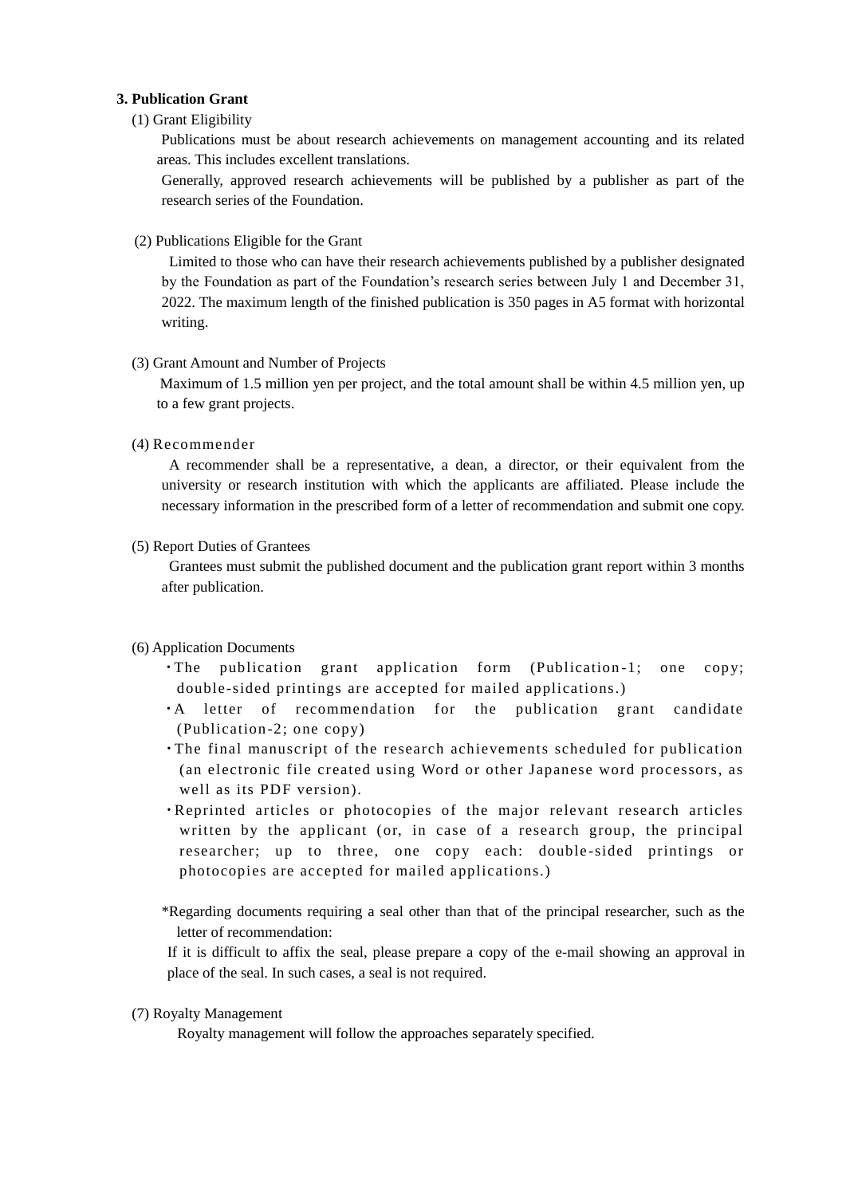## 3. Publication Grant

(1) Grant Eligibility

Publications must be about research achievements on management accounting and its related areas. This includes excellent translations.

Generally, approved research achievements will be published by a publisher as part of the research series of the Foundation.

(2) Publications Eligible for the Grant

Limited to those who can have their research achievements published by a publisher designated by the Foundation as part of the Foundation's research series between July 1 and December 31, 2022. The maximum length of the finished publication is 350 pages in A5 format with horizontal writing.

(3) Grant Amount and Number of Projects

Maximum of 1.5 million yen per project, and the total amount shall be within 4.5 million yen, up to a few grant projects.

(4) Recommender

A recommender shall be a representative, a dean, a director, or their equivalent from the university or research institution with which the applicants are affiliated. Please include the necessary information in the prescribed form of a letter of recommendation and submit one copy.

(5) Report Duties of Grantees

Grantees must submit the published document and the publication grant report within 3 months after publication.

(6) Application Documents

- The publication grant application form (Publication-1; one copy; double-sided printings are accepted for mailed applications.)
- A letter of recommendation for the publication grant candidate (Publication-2; one copy)
- The final manuscript of the research achievements scheduled for publication (an electronic file created using Word or other Japanese word processors, as well as its PDF version).
- Reprinted articles or photocopies of the major relevant research articles written by the applicant (or, in case of a research group, the principal researcher; up to three, one copy each: double-sided printings or photocopies are accepted for mailed applications.)

*Regarding documents requiring a seal other than that of the principal researcher, such as the letter of recommendation:

If it is difficult to affix the seal, please prepare a copy of the e-mail showing an approval in place of the seal. In such cases, a seal is not required.

(7) Royalty Management

Royalty management will follow the approaches separately specified.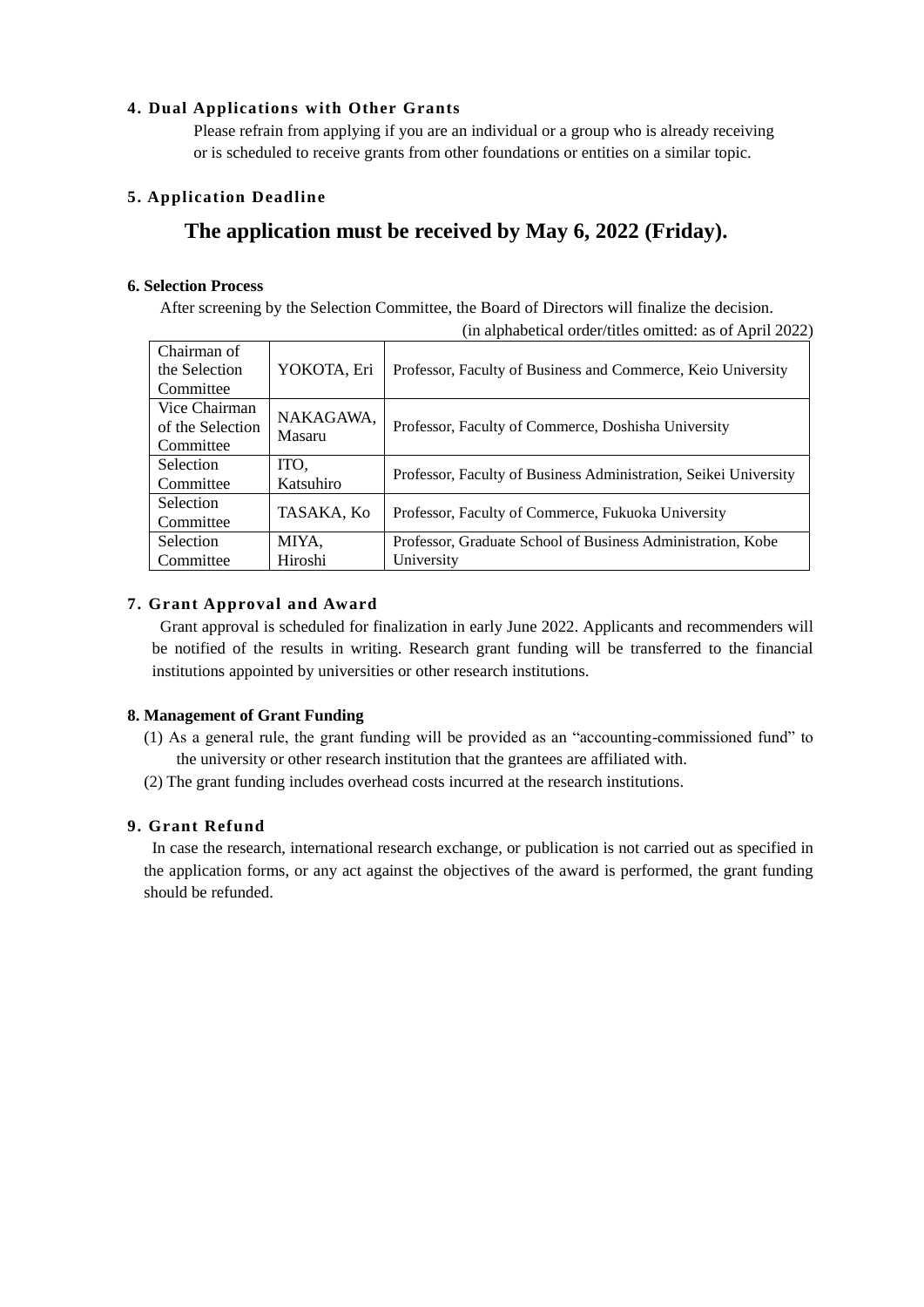### 4. Dual Applications with Other Grants

Please refrain from applying if you are an individual or a group who is already receiving or is scheduled to receive grants from other foundations or entities on a similar topic.

### 5. Application Deadline

**The application must be received by May 6, 2022 (Friday).**

### 6. Selection Process

After screening by the Selection Committee, the Board of Directors will finalize the decision.

(in alphabetical order/titles omitted: as of April 2022)

| | | |
|---|---|---|
| Chairman of the Selection Committee | YOKOTA, Eri | Professor, Faculty of Business and Commerce, Keio University |
| Vice Chairman of the Selection Committee | NAKAGAWA, Masaru | Professor, Faculty of Commerce, Doshisha University |
| Selection Committee | ITO, Katsuhiro | Professor, Faculty of Business Administration, Seikei University |
| Selection Committee | TASAKA, Ko | Professor, Faculty of Commerce, Fukuoka University |
| Selection Committee | MIYA, Hiroshi | Professor, Graduate School of Business Administration, Kobe University |

### 7. Grant Approval and Award

Grant approval is scheduled for finalization in early June 2022. Applicants and recommenders will be notified of the results in writing. Research grant funding will be transferred to the financial institutions appointed by universities or other research institutions.

### 8. Management of Grant Funding

(1) As a general rule, the grant funding will be provided as an “accounting-commissioned fund” to the university or other research institution that the grantees are affiliated with.

(2) The grant funding includes overhead costs incurred at the research institutions.

### 9. Grant Refund

In case the research, international research exchange, or publication is not carried out as specified in the application forms, or any act against the objectives of the award is performed, the grant funding should be refunded.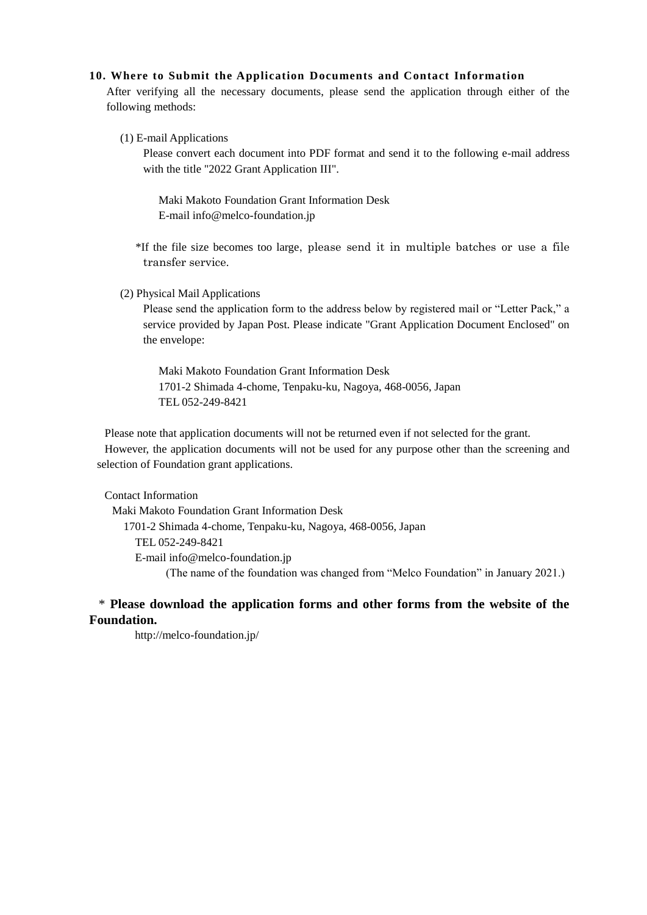## 10. Where to Submit the Application Documents and Contact Information

After verifying all the necessary documents, please send the application through either of the following methods:

(1) E-mail Applications

Please convert each document into PDF format and send it to the following e-mail address with the title "2022 Grant Application III".

Maki Makoto Foundation Grant Information Desk  
E-mail info@melco-foundation.jp

*If the file size becomes too large, please send it in multiple batches or use a file transfer service.

(2) Physical Mail Applications

Please send the application form to the address below by registered mail or "Letter Pack," a service provided by Japan Post. Please indicate "Grant Application Document Enclosed" on the envelope:

Maki Makoto Foundation Grant Information Desk  
1701-2 Shimada 4-chome, Tenpaku-ku, Nagoya, 468-0056, Japan  
TEL 052-249-8421

Please note that application documents will not be returned even if not selected for the grant.

However, the application documents will not be used for any purpose other than the screening and selection of Foundation grant applications.

Contact Information  
Maki Makoto Foundation Grant Information Desk  
1701-2 Shimada 4-chome, Tenpaku-ku, Nagoya, 468-0056, Japan  
TEL 052-249-8421  
E-mail info@melco-foundation.jp  
(The name of the foundation was changed from "Melco Foundation" in January 2021.)

* **Please download the application forms and other forms from the website of the Foundation.**

http://melco-foundation.jp/